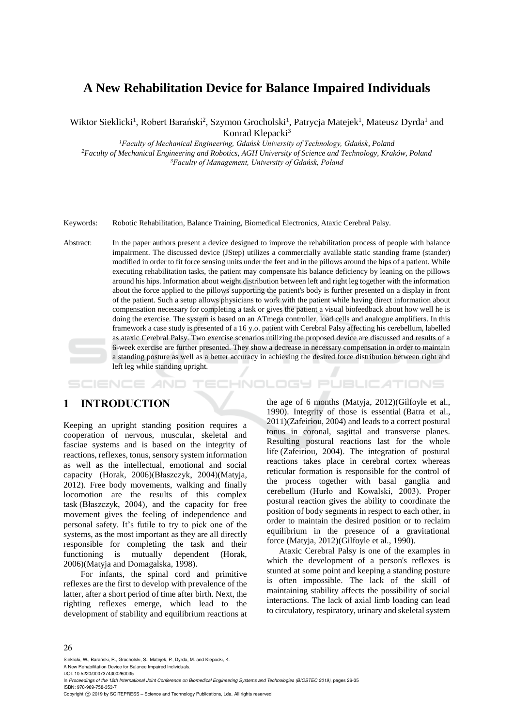# A New Rehabilitation Device for Balance Impaired Individuals

Wiktor Sieklicki[1], Robert Barański[2], Szymon Grocholski[1], Patrycja Matejek[1], Mateusz Dyrda[1] and Konrad Klepacki[3]

[1]*Faculty of Mechanical Engineering, Gdańsk University of Technology, Gdańsk, Poland*
[2]*Faculty of Mechanical Engineering and Robotics, AGH University of Science and Technology, Kraków, Poland*
[3]*Faculty of Management, University of Gdańsk, Poland*

Keywords: Robotic Rehabilitation, Balance Training, Biomedical Electronics, Ataxic Cerebral Palsy.

Abstract: In the paper authors present a device designed to improve the rehabilitation process of people with balance impairment. The discussed device (JStep) utilizes a commercially available static standing frame (stander) modified in order to fit force sensing units under the feet and in the pillows around the hips of a patient. While executing rehabilitation tasks, the patient may compensate his balance deficiency by leaning on the pillows around his hips. Information about weight distribution between left and right leg together with the information about the force applied to the pillows supporting the patient's body is further presented on a display in front of the patient. Such a setup allows physicians to work with the patient while having direct information about compensation necessary for completing a task or gives the patient a visual biofeedback about how well he is doing the exercise. The system is based on an ATmega controller, load cells and analogue amplifiers. In this framework a case study is presented of a 16 y.o. patient with Cerebral Palsy affecting his cerebellum, labelled as ataxic Cerebral Palsy. Two exercise scenarios utilizing the proposed device are discussed and results of a 6-week exercise are further presented. They show a decrease in necessary compensation in order to maintain a standing posture as well as a better accuracy in achieving the desired force distribution between right and left leg while standing upright.

## 1 INTRODUCTION

Keeping an upright standing position requires a cooperation of nervous, muscular, skeletal and fasciae systems and is based on the integrity of reactions, reflexes, tonus, sensory system information as well as the intellectual, emotional and social capacity (Horak, 2006)(Błaszczyk, 2004)(Matyja, 2012). Free body movements, walking and finally locomotion are the results of this complex task (Błaszczyk, 2004), and the capacity for free movement gives the feeling of independence and personal safety. It's futile to try to pick one of the systems, as the most important as they are all directly responsible for completing the task and their functioning is mutually dependent (Horak, 2006)(Matyja and Domagalska, 1998).

For infants, the spinal cord and primitive reflexes are the first to develop with prevalence of the latter, after a short period of time after birth. Next, the righting reflexes emerge, which lead to the development of stability and equilibrium reactions at the age of 6 months (Matyja, 2012)(Gilfoyle et al., 1990). Integrity of those is essential (Batra et al., 2011)(Zafeiriou, 2004) and leads to a correct postural tonus in coronal, sagittal and transverse planes. Resulting postural reactions last for the whole life (Zafeiriou, 2004). The integration of postural reactions takes place in cerebral cortex whereas reticular formation is responsible for the control of the process together with basal ganglia and cerebellum (Hurło and Kowalski, 2003). Proper postural reaction gives the ability to coordinate the position of body segments in respect to each other, in order to maintain the desired position or to reclaim equilibrium in the presence of a gravitational force (Matyja, 2012)(Gilfoyle et al., 1990).

Ataxic Cerebral Palsy is one of the examples in which the development of a person's reflexes is stunted at some point and keeping a standing posture is often impossible. The lack of the skill of maintaining stability affects the possibility of social interactions. The lack of axial limb loading can lead to circulatory, respiratory, urinary and skeletal system

Sieklicki, W., Barański, R., Grocholski, S., Matejek, P., Dyrda, M. and Klepacki, K.
A New Rehabilitation Device for Balance Impaired Individuals.
DOI: 10.5220/0007374300260035
In *Proceedings of the 12th International Joint Conference on Biomedical Engineering Systems and Technologies (BIOSTEC 2019)*, pages 26-35
ISBN: 978-989-758-353-7
Copyright © 2019 by SCITEPRESS – Science and Technology Publications, Lda. All rights reserved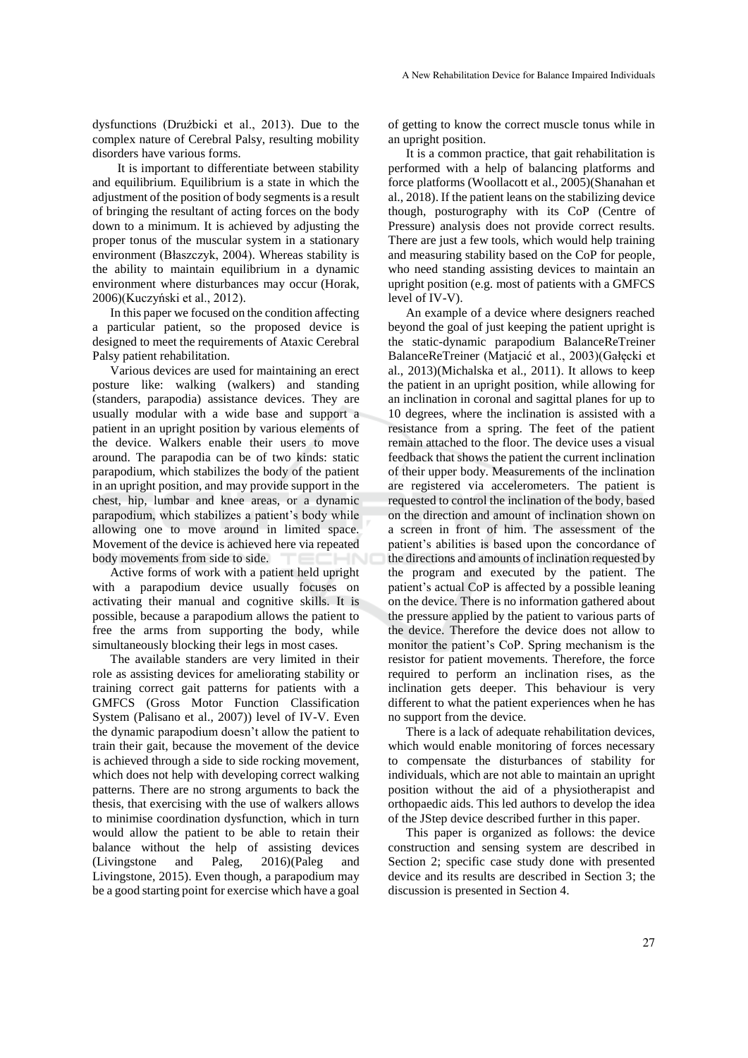dysfunctions (Drużbicki et al., 2013). Due to the complex nature of Cerebral Palsy, resulting mobility disorders have various forms.

It is important to differentiate between stability and equilibrium. Equilibrium is a state in which the adjustment of the position of body segments is a result of bringing the resultant of acting forces on the body down to a minimum. It is achieved by adjusting the proper tonus of the muscular system in a stationary environment (Błaszczyk, 2004). Whereas stability is the ability to maintain equilibrium in a dynamic environment where disturbances may occur (Horak, 2006)(Kuczyński et al., 2012).

In this paper we focused on the condition affecting a particular patient, so the proposed device is designed to meet the requirements of Ataxic Cerebral Palsy patient rehabilitation.

Various devices are used for maintaining an erect posture like: walking (walkers) and standing (standers, parapodia) assistance devices. They are usually modular with a wide base and support a patient in an upright position by various elements of the device. Walkers enable their users to move around. The parapodia can be of two kinds: static parapodium, which stabilizes the body of the patient in an upright position, and may provide support in the chest, hip, lumbar and knee areas, or a dynamic parapodium, which stabilizes a patient's body while allowing one to move around in limited space. Movement of the device is achieved here via repeated body movements from side to side.

Active forms of work with a patient held upright with a parapodium device usually focuses on activating their manual and cognitive skills. It is possible, because a parapodium allows the patient to free the arms from supporting the body, while simultaneously blocking their legs in most cases.

The available standers are very limited in their role as assisting devices for ameliorating stability or training correct gait patterns for patients with a GMFCS (Gross Motor Function Classification System (Palisano et al., 2007)) level of IV-V. Even the dynamic parapodium doesn't allow the patient to train their gait, because the movement of the device is achieved through a side to side rocking movement, which does not help with developing correct walking patterns. There are no strong arguments to back the thesis, that exercising with the use of walkers allows to minimise coordination dysfunction, which in turn would allow the patient to be able to retain their balance without the help of assisting devices (Livingstone and Paleg, 2016)(Paleg and Livingstone, 2015). Even though, a parapodium may be a good starting point for exercise which have a goal of getting to know the correct muscle tonus while in an upright position.

It is a common practice, that gait rehabilitation is performed with a help of balancing platforms and force platforms (Woollacott et al., 2005)(Shanahan et al., 2018). If the patient leans on the stabilizing device though, posturography with its CoP (Centre of Pressure) analysis does not provide correct results. There are just a few tools, which would help training and measuring stability based on the CoP for people, who need standing assisting devices to maintain an upright position (e.g. most of patients with a GMFCS level of IV-V).

An example of a device where designers reached beyond the goal of just keeping the patient upright is the static-dynamic parapodium BalanceReTreiner BalanceReTreiner (Matjacić et al., 2003)(Gałęcki et al., 2013)(Michalska et al., 2011). It allows to keep the patient in an upright position, while allowing for an inclination in coronal and sagittal planes for up to 10 degrees, where the inclination is assisted with a resistance from a spring. The feet of the patient remain attached to the floor. The device uses a visual feedback that shows the patient the current inclination of their upper body. Measurements of the inclination are registered via accelerometers. The patient is requested to control the inclination of the body, based on the direction and amount of inclination shown on a screen in front of him. The assessment of the patient's abilities is based upon the concordance of the directions and amounts of inclination requested by the program and executed by the patient. The patient's actual CoP is affected by a possible leaning on the device. There is no information gathered about the pressure applied by the patient to various parts of the device. Therefore the device does not allow to monitor the patient's CoP. Spring mechanism is the resistor for patient movements. Therefore, the force required to perform an inclination rises, as the inclination gets deeper. This behaviour is very different to what the patient experiences when he has no support from the device.

There is a lack of adequate rehabilitation devices, which would enable monitoring of forces necessary to compensate the disturbances of stability for individuals, which are not able to maintain an upright position without the aid of a physiotherapist and orthopaedic aids. This led authors to develop the idea of the JStep device described further in this paper.

This paper is organized as follows: the device construction and sensing system are described in Section 2; specific case study done with presented device and its results are described in Section 3; the discussion is presented in Section 4.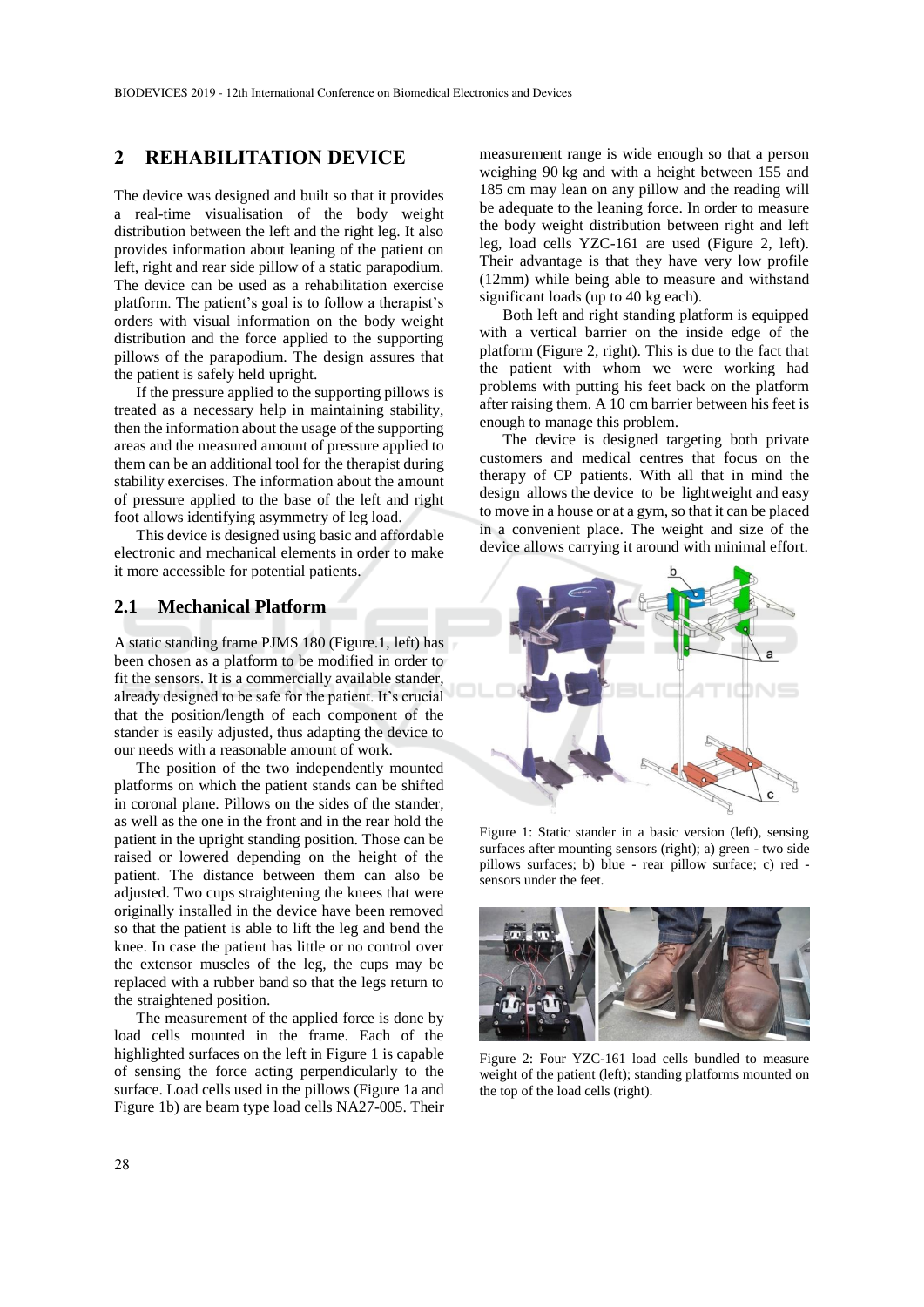## 2 REHABILITATION DEVICE

The device was designed and built so that it provides a real-time visualisation of the body weight distribution between the left and the right leg. It also provides information about leaning of the patient on left, right and rear side pillow of a static parapodium. The device can be used as a rehabilitation exercise platform. The patient's goal is to follow a therapist's orders with visual information on the body weight distribution and the force applied to the supporting pillows of the parapodium. The design assures that the patient is safely held upright.

If the pressure applied to the supporting pillows is treated as a necessary help in maintaining stability, then the information about the usage of the supporting areas and the measured amount of pressure applied to them can be an additional tool for the therapist during stability exercises. The information about the amount of pressure applied to the base of the left and right foot allows identifying asymmetry of leg load.

This device is designed using basic and affordable electronic and mechanical elements in order to make it more accessible for potential patients.

### 2.1 Mechanical Platform

A static standing frame PJMS 180 (Figure.1, left) has been chosen as a platform to be modified in order to fit the sensors. It is a commercially available stander, already designed to be safe for the patient. It's crucial that the position/length of each component of the stander is easily adjusted, thus adapting the device to our needs with a reasonable amount of work.

The position of the two independently mounted platforms on which the patient stands can be shifted in coronal plane. Pillows on the sides of the stander, as well as the one in the front and in the rear hold the patient in the upright standing position. Those can be raised or lowered depending on the height of the patient. The distance between them can also be adjusted. Two cups straightening the knees that were originally installed in the device have been removed so that the patient is able to lift the leg and bend the knee. In case the patient has little or no control over the extensor muscles of the leg, the cups may be replaced with a rubber band so that the legs return to the straightened position.

The measurement of the applied force is done by load cells mounted in the frame. Each of the highlighted surfaces on the left in Figure 1 is capable of sensing the force acting perpendicularly to the surface. Load cells used in the pillows (Figure 1a and Figure 1b) are beam type load cells NA27-005. Their measurement range is wide enough so that a person weighing 90 kg and with a height between 155 and 185 cm may lean on any pillow and the reading will be adequate to the leaning force. In order to measure the body weight distribution between right and left leg, load cells YZC-161 are used (Figure 2, left). Their advantage is that they have very low profile (12mm) while being able to measure and withstand significant loads (up to 40 kg each).

Both left and right standing platform is equipped with a vertical barrier on the inside edge of the platform (Figure 2, right). This is due to the fact that the patient with whom we were working had problems with putting his feet back on the platform after raising them. A 10 cm barrier between his feet is enough to manage this problem.

The device is designed targeting both private customers and medical centres that focus on the therapy of CP patients. With all that in mind the design allows the device to be lightweight and easy to move in a house or at a gym, so that it can be placed in a convenient place. The weight and size of the device allows carrying it around with minimal effort.

Figure 1: Static stander in a basic version (left), sensing surfaces after mounting sensors (right); a) green - two side pillows surfaces; b) blue - rear pillow surface; c) red - sensors under the feet.

Figure 2: Four YZC-161 load cells bundled to measure weight of the patient (left); standing platforms mounted on the top of the load cells (right).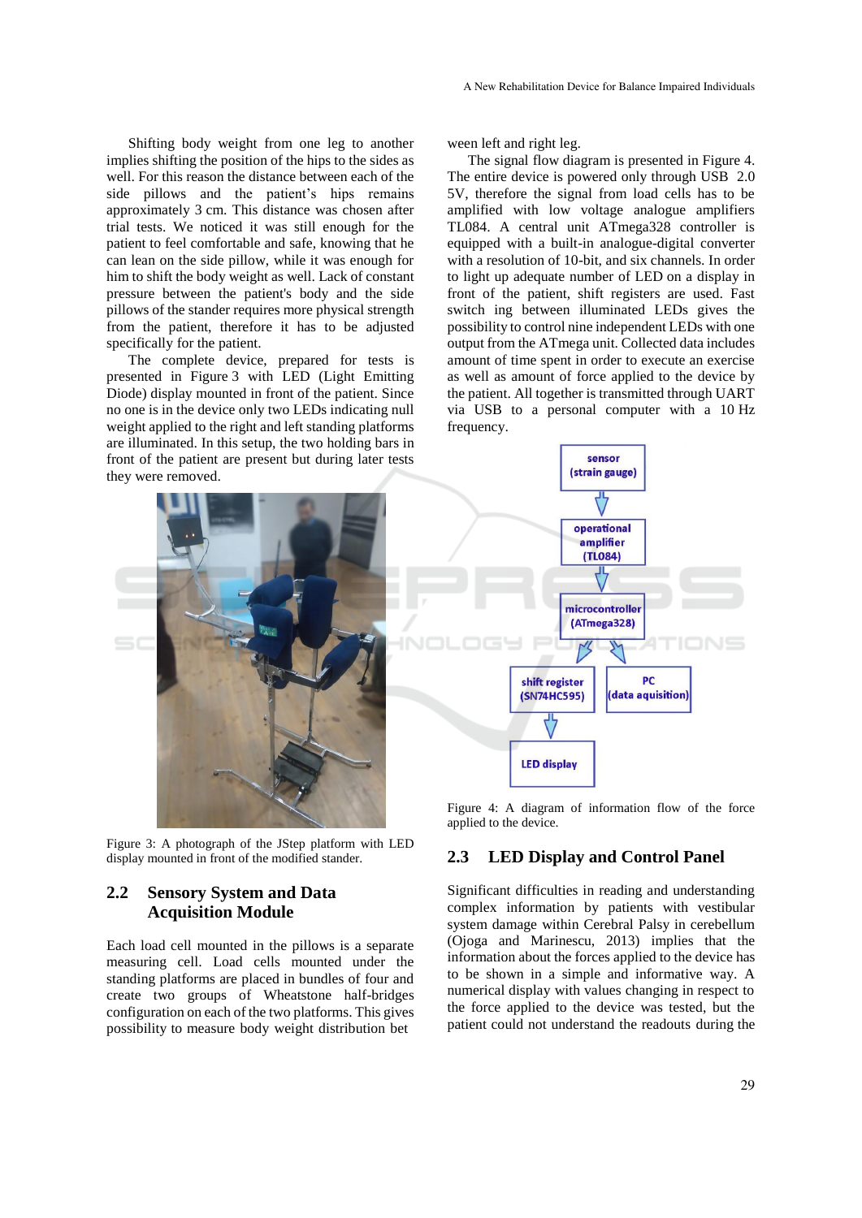Shifting body weight from one leg to another implies shifting the position of the hips to the sides as well. For this reason the distance between each of the side pillows and the patient's hips remains approximately 3 cm. This distance was chosen after trial tests. We noticed it was still enough for the patient to feel comfortable and safe, knowing that he can lean on the side pillow, while it was enough for him to shift the body weight as well. Lack of constant pressure between the patient's body and the side pillows of the stander requires more physical strength from the patient, therefore it has to be adjusted specifically for the patient.

The complete device, prepared for tests is presented in Figure 3 with LED (Light Emitting Diode) display mounted in front of the patient. Since no one is in the device only two LEDs indicating null weight applied to the right and left standing platforms are illuminated. In this setup, the two holding bars in front of the patient are present but during later tests they were removed.

Figure 3: A photograph of the JStep platform with LED display mounted in front of the modified stander.

## 2.2 Sensory System and Data Acquisition Module

Each load cell mounted in the pillows is a separate measuring cell. Load cells mounted under the standing platforms are placed in bundles of four and create two groups of Wheatstone half-bridges configuration on each of the two platforms. This gives possibility to measure body weight distribution between left and right leg.

The signal flow diagram is presented in Figure 4. The entire device is powered only through USB 2.0 5V, therefore the signal from load cells has to be amplified with low voltage analogue amplifiers TL084. A central unit ATmega328 controller is equipped with a built-in analogue-digital converter with a resolution of 10-bit, and six channels. In order to light up adequate number of LED on a display in front of the patient, shift registers are used. Fast switch ing between illuminated LEDs gives the possibility to control nine independent LEDs with one output from the ATmega unit. Collected data includes amount of time spent in order to execute an exercise as well as amount of force applied to the device by the patient. All together is transmitted through UART via USB to a personal computer with a 10 Hz frequency.

Figure 4: A diagram of information flow of the force applied to the device.

## 2.3 LED Display and Control Panel

Significant difficulties in reading and understanding complex information by patients with vestibular system damage within Cerebral Palsy in cerebellum (Ojoga and Marinescu, 2013) implies that the information about the forces applied to the device has to be shown in a simple and informative way. A numerical display with values changing in respect to the force applied to the device was tested, but the patient could not understand the readouts during the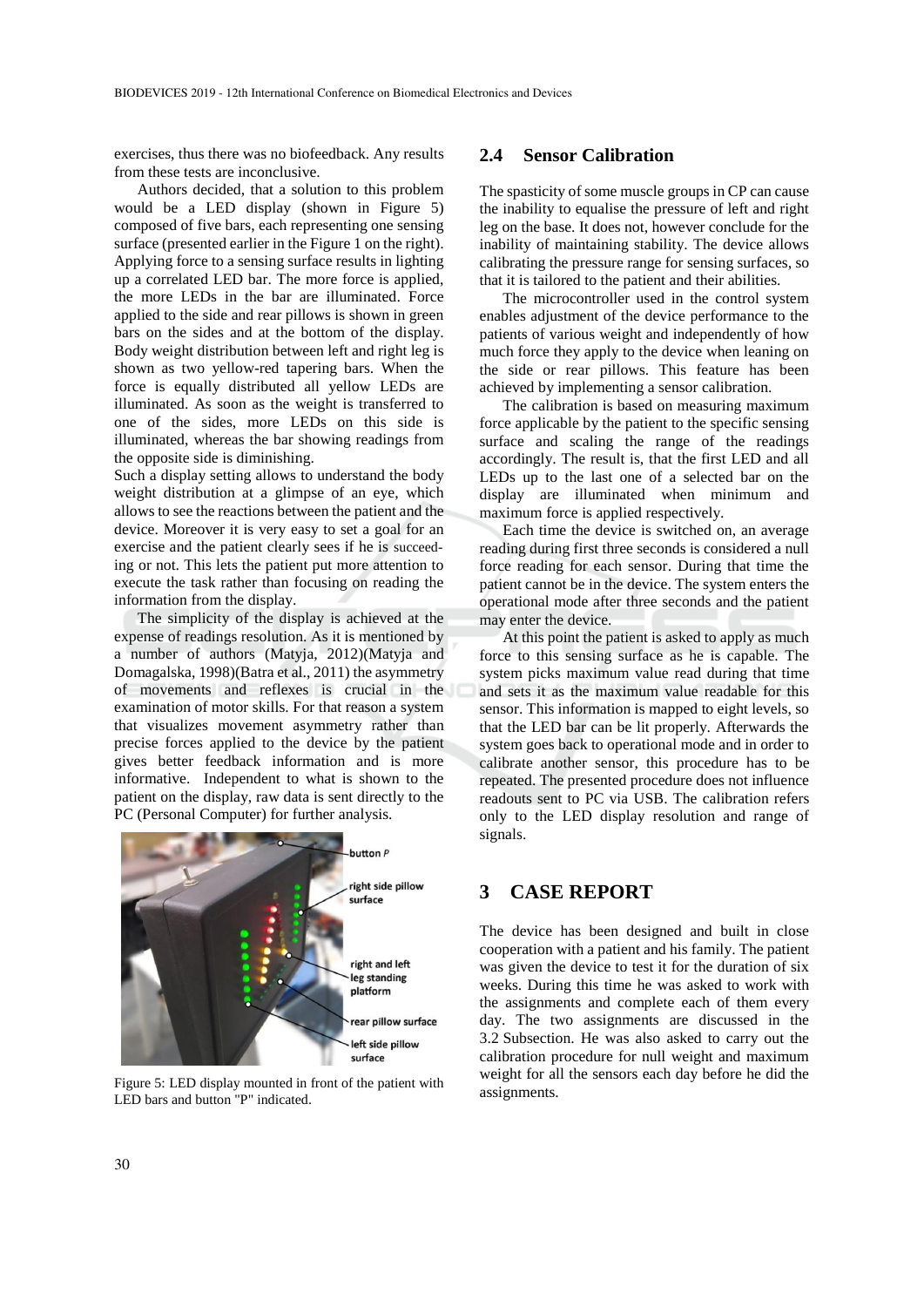exercises, thus there was no biofeedback. Any results from these tests are inconclusive.

Authors decided, that a solution to this problem would be a LED display (shown in Figure 5) composed of five bars, each representing one sensing surface (presented earlier in the Figure 1 on the right). Applying force to a sensing surface results in lighting up a correlated LED bar. The more force is applied, the more LEDs in the bar are illuminated. Force applied to the side and rear pillows is shown in green bars on the sides and at the bottom of the display. Body weight distribution between left and right leg is shown as two yellow-red tapering bars. When the force is equally distributed all yellow LEDs are illuminated. As soon as the weight is transferred to one of the sides, more LEDs on this side is illuminated, whereas the bar showing readings from the opposite side is diminishing.

Such a display setting allows to understand the body weight distribution at a glimpse of an eye, which allows to see the reactions between the patient and the device. Moreover it is very easy to set a goal for an exercise and the patient clearly sees if he is succeeding or not. This lets the patient put more attention to execute the task rather than focusing on reading the information from the display.

The simplicity of the display is achieved at the expense of readings resolution. As it is mentioned by a number of authors (Matyja, 2012)(Matyja and Domagalska, 1998)(Batra et al., 2011) the asymmetry of movements and reflexes is crucial in the examination of motor skills. For that reason a system that visualizes movement asymmetry rather than precise forces applied to the device by the patient gives better feedback information and is more informative. Independent to what is shown to the patient on the display, raw data is sent directly to the PC (Personal Computer) for further analysis.

Figure 5: LED display mounted in front of the patient with LED bars and button "P" indicated.

## 2.4 Sensor Calibration

The spasticity of some muscle groups in CP can cause the inability to equalise the pressure of left and right leg on the base. It does not, however conclude for the inability of maintaining stability. The device allows calibrating the pressure range for sensing surfaces, so that it is tailored to the patient and their abilities.

The microcontroller used in the control system enables adjustment of the device performance to the patients of various weight and independently of how much force they apply to the device when leaning on the side or rear pillows. This feature has been achieved by implementing a sensor calibration.

The calibration is based on measuring maximum force applicable by the patient to the specific sensing surface and scaling the range of the readings accordingly. The result is, that the first LED and all LEDs up to the last one of a selected bar on the display are illuminated when minimum and maximum force is applied respectively.

Each time the device is switched on, an average reading during first three seconds is considered a null force reading for each sensor. During that time the patient cannot be in the device. The system enters the operational mode after three seconds and the patient may enter the device.

At this point the patient is asked to apply as much force to this sensing surface as he is capable. The system picks maximum value read during that time and sets it as the maximum value readable for this sensor. This information is mapped to eight levels, so that the LED bar can be lit properly. Afterwards the system goes back to operational mode and in order to calibrate another sensor, this procedure has to be repeated. The presented procedure does not influence readouts sent to PC via USB. The calibration refers only to the LED display resolution and range of signals.

# 3 CASE REPORT

The device has been designed and built in close cooperation with a patient and his family. The patient was given the device to test it for the duration of six weeks. During this time he was asked to work with the assignments and complete each of them every day. The two assignments are discussed in the 3.2 Subsection. He was also asked to carry out the calibration procedure for null weight and maximum weight for all the sensors each day before he did the assignments.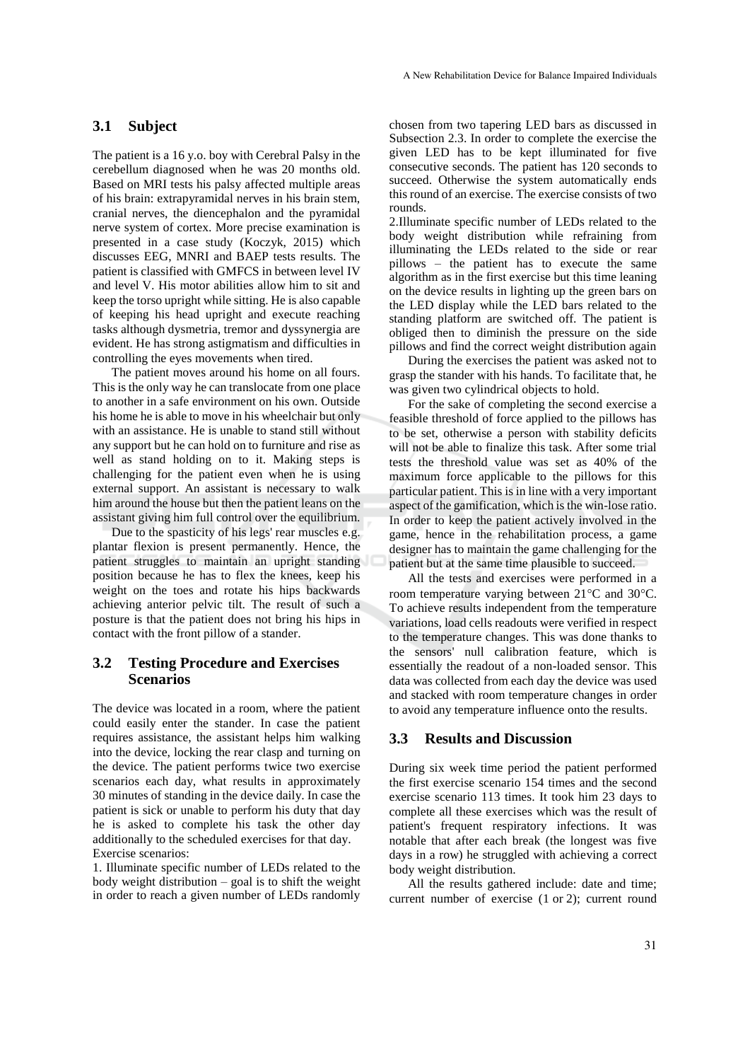### 3.1 Subject

The patient is a 16 y.o. boy with Cerebral Palsy in the cerebellum diagnosed when he was 20 months old. Based on MRI tests his palsy affected multiple areas of his brain: extrapyramidal nerves in his brain stem, cranial nerves, the diencephalon and the pyramidal nerve system of cortex. More precise examination is presented in a case study (Koczyk, 2015) which discusses EEG, MNRI and BAEP tests results. The patient is classified with GMFCS in between level IV and level V. His motor abilities allow him to sit and keep the torso upright while sitting. He is also capable of keeping his head upright and execute reaching tasks although dysmetria, tremor and dyssynergia are evident. He has strong astigmatism and difficulties in controlling the eyes movements when tired.

The patient moves around his home on all fours. This is the only way he can translocate from one place to another in a safe environment on his own. Outside his home he is able to move in his wheelchair but only with an assistance. He is unable to stand still without any support but he can hold on to furniture and rise as well as stand holding on to it. Making steps is challenging for the patient even when he is using external support. An assistant is necessary to walk him around the house but then the patient leans on the assistant giving him full control over the equilibrium.

Due to the spasticity of his legs' rear muscles e.g. plantar flexion is present permanently. Hence, the patient struggles to maintain an upright standing position because he has to flex the knees, keep his weight on the toes and rotate his hips backwards achieving anterior pelvic tilt. The result of such a posture is that the patient does not bring his hips in contact with the front pillow of a stander.

### 3.2 Testing Procedure and Exercises Scenarios

The device was located in a room, where the patient could easily enter the stander. In case the patient requires assistance, the assistant helps him walking into the device, locking the rear clasp and turning on the device. The patient performs twice two exercise scenarios each day, what results in approximately 30 minutes of standing in the device daily. In case the patient is sick or unable to perform his duty that day he is asked to complete his task the other day additionally to the scheduled exercises for that day.

Exercise scenarios:

1. Illuminate specific number of LEDs related to the body weight distribution – goal is to shift the weight in order to reach a given number of LEDs randomly chosen from two tapering LED bars as discussed in Subsection 2.3. In order to complete the exercise the given LED has to be kept illuminated for five consecutive seconds. The patient has 120 seconds to succeed. Otherwise the system automatically ends this round of an exercise. The exercise consists of two rounds.

2. Illuminate specific number of LEDs related to the body weight distribution while refraining from illuminating the LEDs related to the side or rear pillows – the patient has to execute the same algorithm as in the first exercise but this time leaning on the device results in lighting up the green bars on the LED display while the LED bars related to the standing platform are switched off. The patient is obliged then to diminish the pressure on the side pillows and find the correct weight distribution again

During the exercises the patient was asked not to grasp the stander with his hands. To facilitate that, he was given two cylindrical objects to hold.

For the sake of completing the second exercise a feasible threshold of force applied to the pillows has to be set, otherwise a person with stability deficits will not be able to finalize this task. After some trial tests the threshold value was set as 40% of the maximum force applicable to the pillows for this particular patient. This is in line with a very important aspect of the gamification, which is the win-lose ratio. In order to keep the patient actively involved in the game, hence in the rehabilitation process, a game designer has to maintain the game challenging for the patient but at the same time plausible to succeed.

All the tests and exercises were performed in a room temperature varying between 21°C and 30°C. To achieve results independent from the temperature variations, load cells readouts were verified in respect to the temperature changes. This was done thanks to the sensors' null calibration feature, which is essentially the readout of a non-loaded sensor. This data was collected from each day the device was used and stacked with room temperature changes in order to avoid any temperature influence onto the results.

### 3.3 Results and Discussion

During six week time period the patient performed the first exercise scenario 154 times and the second exercise scenario 113 times. It took him 23 days to complete all these exercises which was the result of patient's frequent respiratory infections. It was notable that after each break (the longest was five days in a row) he struggled with achieving a correct body weight distribution.

All the results gathered include: date and time; current number of exercise (1 or 2); current round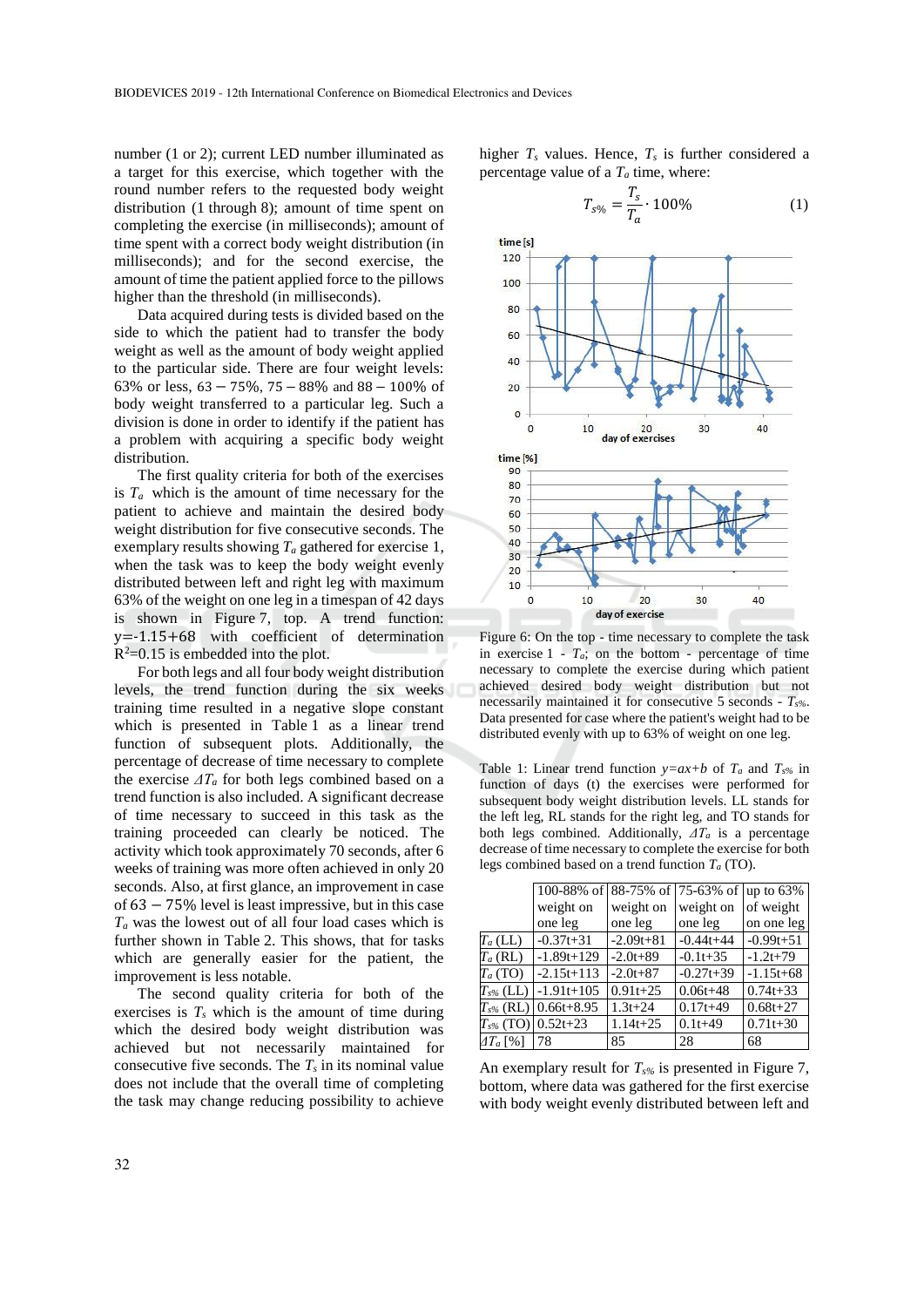number (1 or 2); current LED number illuminated as a target for this exercise, which together with the round number refers to the requested body weight distribution (1 through 8); amount of time spent on completing the exercise (in milliseconds); amount of time spent with a correct body weight distribution (in milliseconds); and for the second exercise, the amount of time the patient applied force to the pillows higher than the threshold (in milliseconds).

Data acquired during tests is divided based on the side to which the patient had to transfer the body weight as well as the amount of body weight applied to the particular side. There are four weight levels: 63% or less, $63-75\%$, $75-88\%$ and $88-100\%$ of body weight transferred to a particular leg. Such a division is done in order to identify if the patient has a problem with acquiring a specific body weight distribution.

The first quality criteria for both of the exercises is $T_a$ which is the amount of time necessary for the patient to achieve and maintain the desired body weight distribution for five consecutive seconds. The exemplary results showing $T_a$ gathered for exercise 1, when the task was to keep the body weight evenly distributed between left and right leg with maximum 63% of the weight on one leg in a timespan of 42 days is shown in Figure 7, top. A trend function: $y=-1.15+68$ with coefficient of determination $R^2=0.15$ is embedded into the plot.

For both legs and all four body weight distribution levels, the trend function during the six weeks training time resulted in a negative slope constant which is presented in Table 1 as a linear trend function of subsequent plots. Additionally, the percentage of decrease of time necessary to complete the exercise $\Delta T_a$ for both legs combined based on a trend function is also included. A significant decrease of time necessary to succeed in this task as the training proceeded can clearly be noticed. The activity which took approximately 70 seconds, after 6 weeks of training was more often achieved in only 20 seconds. Also, at first glance, an improvement in case of $63-75\%$ level is least impressive, but in this case $T_a$ was the lowest out of all four load cases which is further shown in Table 2. This shows, that for tasks which are generally easier for the patient, the improvement is less notable.

The second quality criteria for both of the exercises is $T_s$ which is the amount of time during which the desired body weight distribution was achieved but not necessarily maintained for consecutive five seconds. The $T_s$ in its nominal value does not include that the overall time of completing the task may change reducing possibility to achieve higher $T_s$ values. Hence, $T_s$ is further considered a percentage value of a $T_a$ time, where:

$$T_{s\%} = \frac{T_s}{T_a} \cdot 100\% \qquad (1)$$

Figure 6: On the top - time necessary to complete the task in exercise 1 - $T_a$; on the bottom - percentage of time necessary to complete the exercise during which patient achieved desired body weight distribution but not necessarily maintained it for consecutive 5 seconds - $T_{s\%}$. Data presented for case where the patient's weight had to be distributed evenly with up to 63% of weight on one leg.

Table 1: Linear trend function $y=ax+b$ of $T_a$ and $T_{s\%}$ in function of days (t) the exercises were performed for subsequent body weight distribution levels. LL stands for the left leg, RL stands for the right leg, and TO stands for both legs combined. Additionally, $\Delta T_a$ is a percentage decrease of time necessary to complete the exercise for both legs combined based on a trend function $T_a$ (TO).

| | 100-88% of weight on one leg | 88-75% of weight on one leg | 75-63% of weight on one leg | up to 63% of weight on one leg |
|---|---|---|---|---|
| $T_a$ (LL) | -0.37t+31 | -2.09t+81 | -0.44t+44 | -0.99t+51 |
| $T_a$ (RL) | -1.89t+129 | -2.0t+89 | -0.1t+35 | -1.2t+79 |
| $T_a$ (TO) | -2.15t+113 | -2.0t+87 | -0.27t+39 | -1.15t+68 |
| $T_{s\%}$ (LL) | -1.91t+105 | 0.91t+25 | 0.06t+48 | 0.74t+33 |
| $T_{s\%}$ (RL) | 0.66t+8.95 | 1.3t+24 | 0.17t+49 | 0.68t+27 |
| $T_{s\%}$ (TO) | 0.52t+23 | 1.14t+25 | 0.1t+49 | 0.71t+30 |
| $\Delta T_a$ [%] | 78 | 85 | 28 | 68 |

An exemplary result for $T_{s\%}$ is presented in Figure 7, bottom, where data was gathered for the first exercise with body weight evenly distributed between left and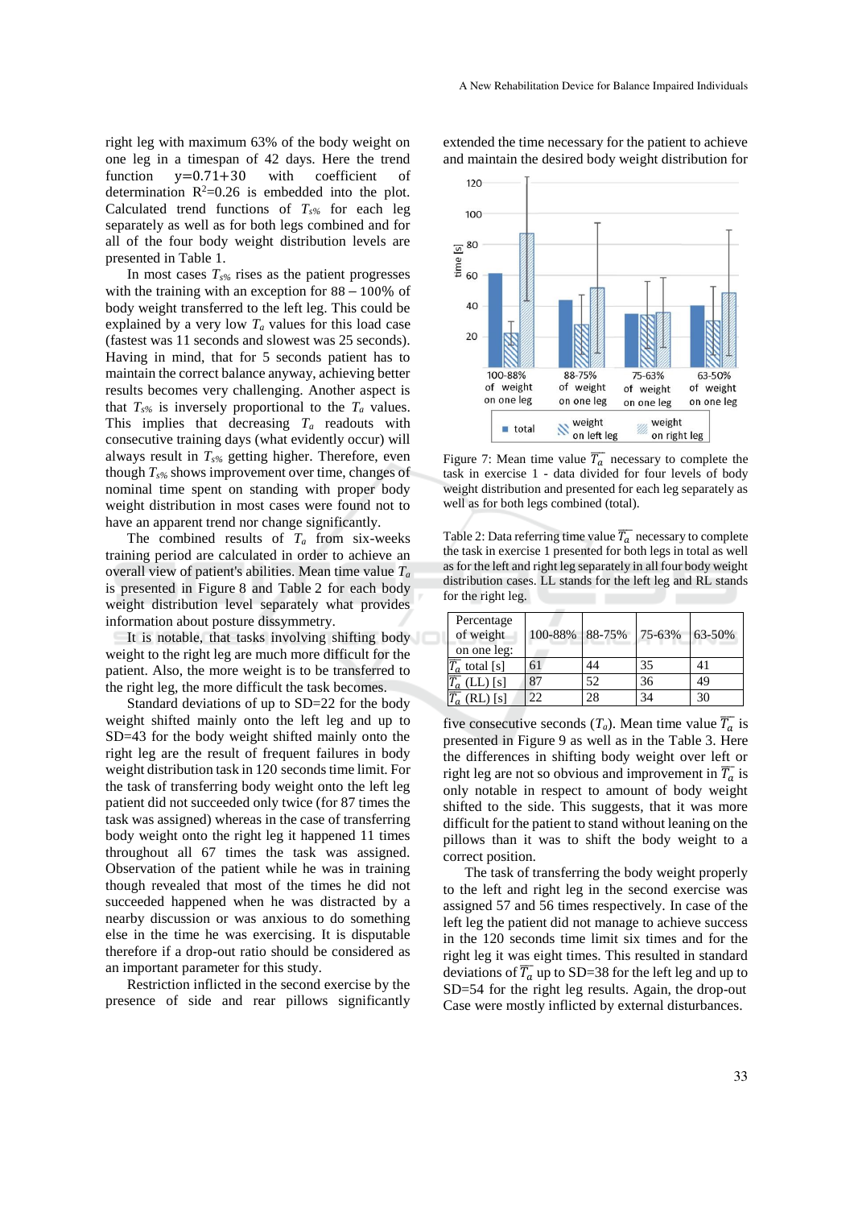right leg with maximum 63% of the body weight on one leg in a timespan of 42 days. Here the trend function y=0.71+30 with coefficient of determination $R^2$=0.26 is embedded into the plot. Calculated trend functions of $T_{s\%}$ for each leg separately as well as for both legs combined and for all of the four body weight distribution levels are presented in Table 1.

In most cases $T_{s\%}$ rises as the patient progresses with the training with an exception for 88 – 100% of body weight transferred to the left leg. This could be explained by a very low $T_a$ values for this load case (fastest was 11 seconds and slowest was 25 seconds). Having in mind, that for 5 seconds patient has to maintain the correct balance anyway, achieving better results becomes very challenging. Another aspect is that $T_{s\%}$ is inversely proportional to the $T_a$ values. This implies that decreasing $T_a$ readouts with consecutive training days (what evidently occur) will always result in $T_{s\%}$ getting higher. Therefore, even though $T_{s\%}$ shows improvement over time, changes of nominal time spent on standing with proper body weight distribution in most cases were found not to have an apparent trend nor change significantly.

The combined results of $T_a$ from six-weeks training period are calculated in order to achieve an overall view of patient's abilities. Mean time value $T_a$ is presented in Figure 8 and Table 2 for each body weight distribution level separately what provides information about posture dissymmetry.

It is notable, that tasks involving shifting body weight to the right leg are much more difficult for the patient. Also, the more weight is to be transferred to the right leg, the more difficult the task becomes.

Standard deviations of up to SD=22 for the body weight shifted mainly onto the left leg and up to SD=43 for the body weight shifted mainly onto the right leg are the result of frequent failures in body weight distribution task in 120 seconds time limit. For the task of transferring body weight onto the left leg patient did not succeeded only twice (for 87 times the task was assigned) whereas in the case of transferring body weight onto the right leg it happened 11 times throughout all 67 times the task was assigned. Observation of the patient while he was in training though revealed that most of the times he did not succeeded happened when he was distracted by a nearby discussion or was anxious to do something else in the time he was exercising. It is disputable therefore if a drop-out ratio should be considered as an important parameter for this study.

Restriction inflicted in the second exercise by the presence of side and rear pillows significantly extended the time necessary for the patient to achieve and maintain the desired body weight distribution for

Figure 7: Mean time value $\overline{T_a}$ necessary to complete the task in exercise 1 - data divided for four levels of body weight distribution and presented for each leg separately as well as for both legs combined (total).

Table 2: Data referring time value $\overline{T_a}$ necessary to complete the task in exercise 1 presented for both legs in total as well as for the left and right leg separately in all four body weight distribution cases. LL stands for the left leg and RL stands for the right leg.

| Percentage of weight on one leg: | 100-88% | 88-75% | 75-63% | 63-50% |
|---|---|---|---|---|
| $\overline{T_a}$ total [s] | 61 | 44 | 35 | 41 |
| $\overline{T_a}$ (LL) [s] | 87 | 52 | 36 | 49 |
| $\overline{T_a}$ (RL) [s] | 22 | 28 | 34 | 30 |

five consecutive seconds ($T_a$). Mean time value $\overline{T_a}$ is presented in Figure 9 as well as in the Table 3. Here the differences in shifting body weight over left or right leg are not so obvious and improvement in $\overline{T_a}$ is only notable in respect to amount of body weight shifted to the side. This suggests, that it was more difficult for the patient to stand without leaning on the pillows than it was to shift the body weight to a correct position.

The task of transferring the body weight properly to the left and right leg in the second exercise was assigned 57 and 56 times respectively. In case of the left leg the patient did not manage to achieve success in the 120 seconds time limit six times and for the right leg it was eight times. This resulted in standard deviations of $\overline{T_a}$ up to SD=38 for the left leg and up to SD=54 for the right leg results. Again, the drop-out Case were mostly inflicted by external disturbances.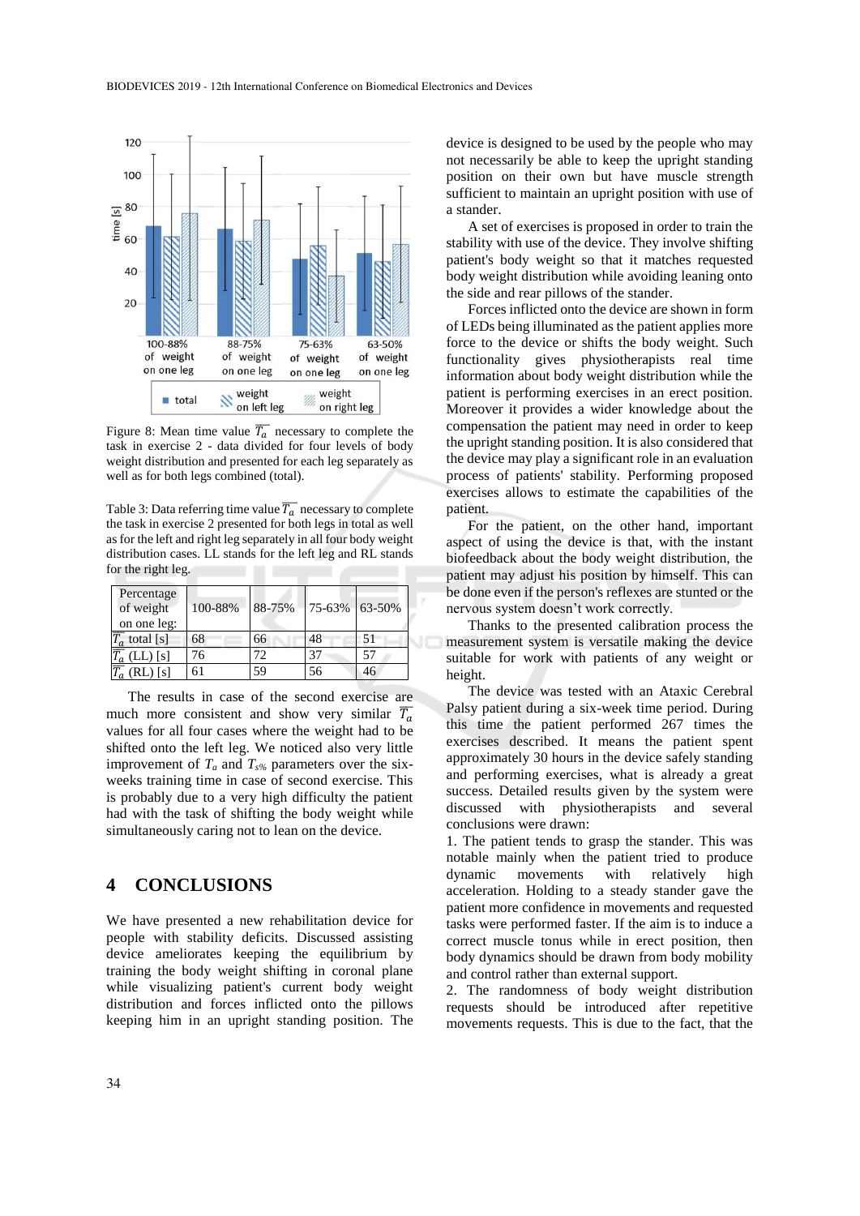Figure 8: Mean time value $\overline{T_a}$ necessary to complete the task in exercise 2 - data divided for four levels of body weight distribution and presented for each leg separately as well as for both legs combined (total).

Table 3: Data referring time value $\overline{T_a}$ necessary to complete the task in exercise 2 presented for both legs in total as well as for the left and right leg separately in all four body weight distribution cases. LL stands for the left leg and RL stands for the right leg.

| Percentage of weight on one leg: | 100-88% | 88-75% | 75-63% | 63-50% |
|---|---|---|---|---|
| $\overline{T_a}$ total [s] | 68 | 66 | 48 | 51 |
| $\overline{T_a}$ (LL) [s] | 76 | 72 | 37 | 57 |
| $\overline{T_a}$ (RL) [s] | 61 | 59 | 56 | 46 |

The results in case of the second exercise are much more consistent and show very similar $\overline{T_a}$ values for all four cases where the weight had to be shifted onto the left leg. We noticed also very little improvement of $T_a$ and $T_{s\%}$ parameters over the six-weeks training time in case of second exercise. This is probably due to a very high difficulty the patient had with the task of shifting the body weight while simultaneously caring not to lean on the device.

## 4 CONCLUSIONS

We have presented a new rehabilitation device for people with stability deficits. Discussed assisting device ameliorates keeping the equilibrium by training the body weight shifting in coronal plane while visualizing patient's current body weight distribution and forces inflicted onto the pillows keeping him in an upright standing position. The device is designed to be used by the people who may not necessarily be able to keep the upright standing position on their own but have muscle strength sufficient to maintain an upright position with use of a stander.

A set of exercises is proposed in order to train the stability with use of the device. They involve shifting patient's body weight so that it matches requested body weight distribution while avoiding leaning onto the side and rear pillows of the stander.

Forces inflicted onto the device are shown in form of LEDs being illuminated as the patient applies more force to the device or shifts the body weight. Such functionality gives physiotherapists real time information about body weight distribution while the patient is performing exercises in an erect position. Moreover it provides a wider knowledge about the compensation the patient may need in order to keep the upright standing position. It is also considered that the device may play a significant role in an evaluation process of patients' stability. Performing proposed exercises allows to estimate the capabilities of the patient.

For the patient, on the other hand, important aspect of using the device is that, with the instant biofeedback about the body weight distribution, the patient may adjust his position by himself. This can be done even if the person's reflexes are stunted or the nervous system doesn't work correctly.

Thanks to the presented calibration process the measurement system is versatile making the device suitable for work with patients of any weight or height.

The device was tested with an Ataxic Cerebral Palsy patient during a six-week time period. During this time the patient performed 267 times the exercises described. It means the patient spent approximately 30 hours in the device safely standing and performing exercises, what is already a great success. Detailed results given by the system were discussed with physiotherapists and several conclusions were drawn:

1. The patient tends to grasp the stander. This was notable mainly when the patient tried to produce dynamic movements with relatively high acceleration. Holding to a steady stander gave the patient more confidence in movements and requested tasks were performed faster. If the aim is to induce a correct muscle tonus while in erect position, then body dynamics should be drawn from body mobility and control rather than external support.
2. The randomness of body weight distribution requests should be introduced after repetitive movements requests. This is due to the fact, that the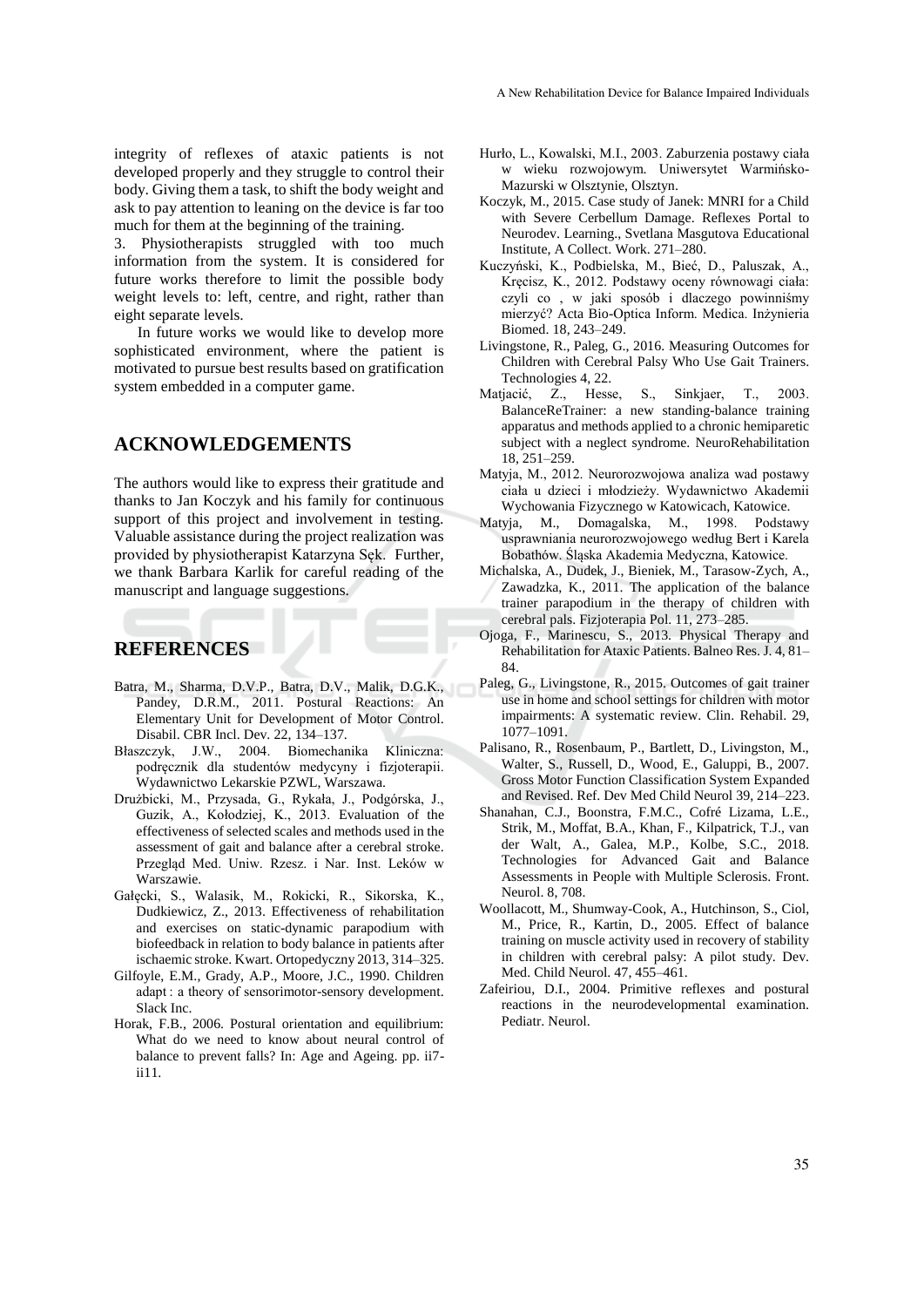integrity of reflexes of ataxic patients is not developed properly and they struggle to control their body. Giving them a task, to shift the body weight and ask to pay attention to leaning on the device is far too much for them at the beginning of the training.

3. Physiotherapists struggled with too much information from the system. It is considered for future works therefore to limit the possible body weight levels to: left, centre, and right, rather than eight separate levels.

In future works we would like to develop more sophisticated environment, where the patient is motivated to pursue best results based on gratification system embedded in a computer game.

## ACKNOWLEDGEMENTS

The authors would like to express their gratitude and thanks to Jan Koczyk and his family for continuous support of this project and involvement in testing. Valuable assistance during the project realization was provided by physiotherapist Katarzyna Sęk. Further, we thank Barbara Karlik for careful reading of the manuscript and language suggestions.

## REFERENCES

Batra, M., Sharma, D.V.P., Batra, D.V., Malik, D.G.K., Pandey, D.R.M., 2011. Postural Reactions: An Elementary Unit for Development of Motor Control. Disabil. CBR Incl. Dev. 22, 134–137.

Błaszczyk, J.W., 2004. Biomechanika Kliniczna: podręcznik dla studentów medycyny i fizjoterapii. Wydawnictwo Lekarskie PZWL, Warszawa.

Drużbicki, M., Przysada, G., Rykała, J., Podgórska, J., Guzik, A., Kołodziej, K., 2013. Evaluation of the effectiveness of selected scales and methods used in the assessment of gait and balance after a cerebral stroke. Przegląd Med. Uniw. Rzesz. i Nar. Inst. Leków w Warszawie.

Gałęcki, S., Walasik, M., Rokicki, R., Sikorska, K., Dudkiewicz, Z., 2013. Effectiveness of rehabilitation and exercises on static-dynamic parapodium with biofeedback in relation to body balance in patients after ischaemic stroke. Kwart. Ortopedyczny 2013, 314–325.

Gilfoyle, E.M., Grady, A.P., Moore, J.C., 1990. Children adapt : a theory of sensorimotor-sensory development. Slack Inc.

Horak, F.B., 2006. Postural orientation and equilibrium: What do we need to know about neural control of balance to prevent falls? In: Age and Ageing. pp. ii7-ii11.

Hurło, L., Kowalski, M.I., 2003. Zaburzenia postawy ciała w wieku rozwojowym. Uniwersytet Warmińsko-Mazurski w Olsztynie, Olsztyn.

Koczyk, M., 2015. Case study of Janek: MNRI for a Child with Severe Cerbellum Damage. Reflexes Portal to Neurodev. Learning., Svetlana Masgutova Educational Institute, A Collect. Work. 271–280.

Kuczyński, K., Podbielska, M., Bieć, D., Paluszak, A., Kręcisz, K., 2012. Podstawy oceny równowagi ciała: czyli co , w jaki sposób i dlaczego powinniśmy mierzyć? Acta Bio-Optica Inform. Medica. Inżynieria Biomed. 18, 243–249.

Livingstone, R., Paleg, G., 2016. Measuring Outcomes for Children with Cerebral Palsy Who Use Gait Trainers. Technologies 4, 22.

Matjacić, Z., Hesse, S., Sinkjaer, T., 2003. BalanceReTrainer: a new standing-balance training apparatus and methods applied to a chronic hemiparetic subject with a neglect syndrome. NeuroRehabilitation 18, 251–259.

Matyja, M., 2012. Neurorozwojowa analiza wad postawy ciała u dzieci i młodzieży. Wydawnictwo Akademii Wychowania Fizycznego w Katowicach, Katowice.

Matyja, M., Domagalska, M., 1998. Podstawy usprawniania neurorozwojowego według Bert i Karela Bobathów. Śląska Akademia Medyczna, Katowice.

Michalska, A., Dudek, J., Bieniek, M., Tarasow-Zych, A., Zawadzka, K., 2011. The application of the balance trainer parapodium in the therapy of children with cerebral pals. Fizjoterapia Pol. 11, 273–285.

Ojoga, F., Marinescu, S., 2013. Physical Therapy and Rehabilitation for Ataxic Patients. Balneo Res. J. 4, 81–84.

Paleg, G., Livingstone, R., 2015. Outcomes of gait trainer use in home and school settings for children with motor impairments: A systematic review. Clin. Rehabil. 29, 1077–1091.

Palisano, R., Rosenbaum, P., Bartlett, D., Livingston, M., Walter, S., Russell, D., Wood, E., Galuppi, B., 2007. Gross Motor Function Classification System Expanded and Revised. Ref. Dev Med Child Neurol 39, 214–223.

Shanahan, C.J., Boonstra, F.M.C., Cofré Lizama, L.E., Strik, M., Moffat, B.A., Khan, F., Kilpatrick, T.J., van der Walt, A., Galea, M.P., Kolbe, S.C., 2018. Technologies for Advanced Gait and Balance Assessments in People with Multiple Sclerosis. Front. Neurol. 8, 708.

Woollacott, M., Shumway-Cook, A., Hutchinson, S., Ciol, M., Price, R., Kartin, D., 2005. Effect of balance training on muscle activity used in recovery of stability in children with cerebral palsy: A pilot study. Dev. Med. Child Neurol. 47, 455–461.

Zafeiriou, D.I., 2004. Primitive reflexes and postural reactions in the neurodevelopmental examination. Pediatr. Neurol.